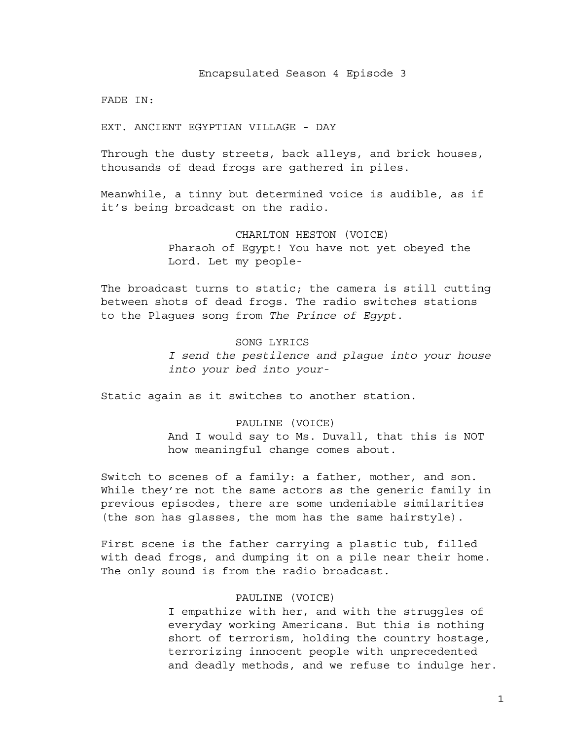Encapsulated Season 4 Episode 3

FADE IN:

EXT. ANCIENT EGYPTIAN VILLAGE - DAY

Through the dusty streets, back alleys, and brick houses, thousands of dead frogs are gathered in piles.

Meanwhile, a tinny but determined voice is audible, as if it's being broadcast on the radio.

CHARLTON HESTON (VOICE)
Pharaoh of Egypt! You have not yet obeyed the Lord. Let my people-

The broadcast turns to static; the camera is still cutting between shots of dead frogs. The radio switches stations to the Plagues song from *The Prince of Egypt*.

SONG LYRICS
*I send the pestilence and plague into your house into your bed into your-*

Static again as it switches to another station.

PAULINE (VOICE)
And I would say to Ms. Duvall, that this is NOT how meaningful change comes about.

Switch to scenes of a family: a father, mother, and son. While they're not the same actors as the generic family in previous episodes, there are some undeniable similarities (the son has glasses, the mom has the same hairstyle).

First scene is the father carrying a plastic tub, filled with dead frogs, and dumping it on a pile near their home. The only sound is from the radio broadcast.

PAULINE (VOICE)
I empathize with her, and with the struggles of everyday working Americans. But this is nothing short of terrorism, holding the country hostage, terrorizing innocent people with unprecedented and deadly methods, and we refuse to indulge her.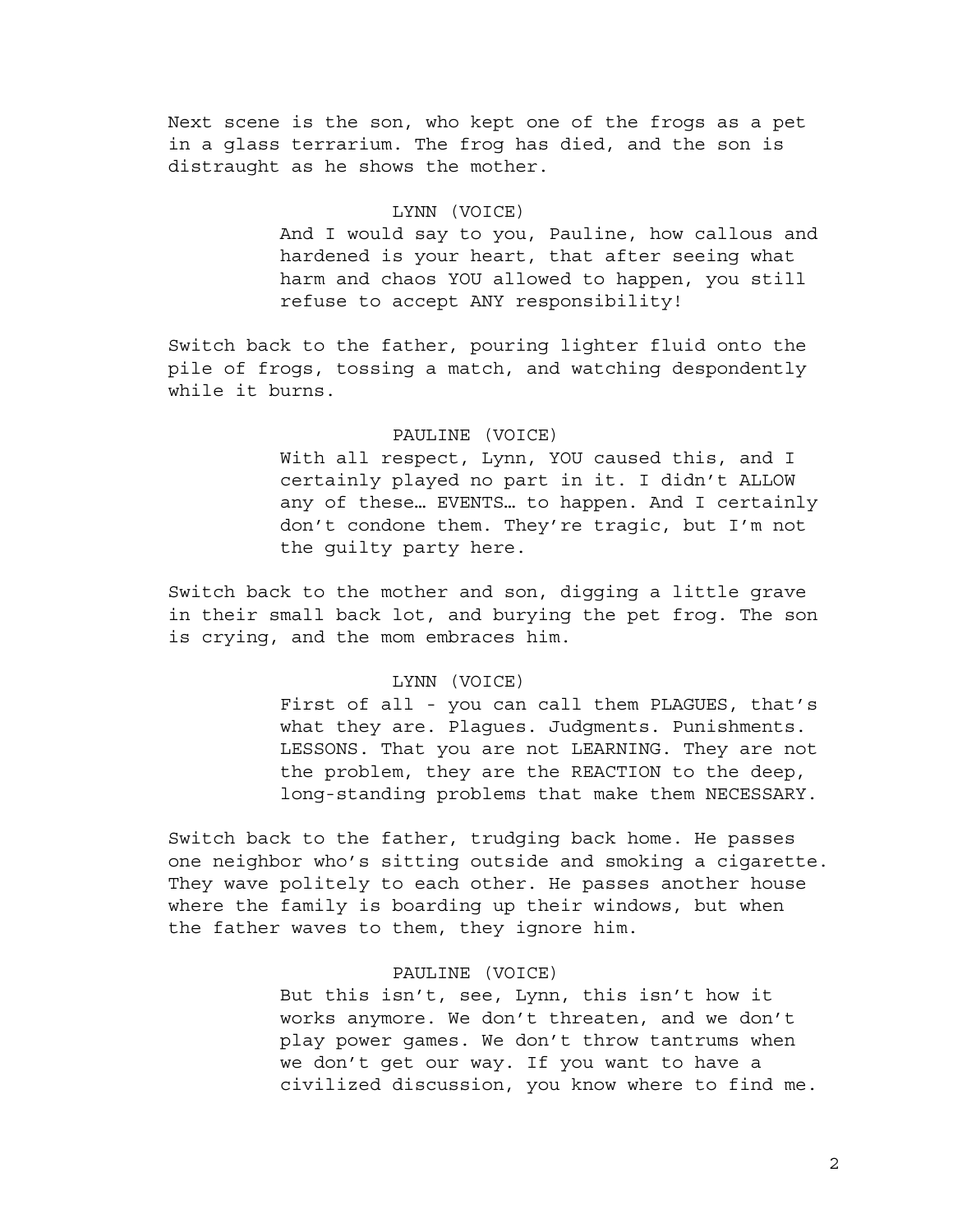Next scene is the son, who kept one of the frogs as a pet in a glass terrarium. The frog has died, and the son is distraught as he shows the mother.

LYNN (VOICE)

And I would say to you, Pauline, how callous and hardened is your heart, that after seeing what harm and chaos YOU allowed to happen, you still refuse to accept ANY responsibility!

Switch back to the father, pouring lighter fluid onto the pile of frogs, tossing a match, and watching despondently while it burns.

PAULINE (VOICE)

With all respect, Lynn, YOU caused this, and I certainly played no part in it. I didn't ALLOW any of these… EVENTS… to happen. And I certainly don't condone them. They're tragic, but I'm not the guilty party here.

Switch back to the mother and son, digging a little grave in their small back lot, and burying the pet frog. The son is crying, and the mom embraces him.

LYNN (VOICE)

First of all - you can call them PLAGUES, that's what they are. Plagues. Judgments. Punishments. LESSONS. That you are not LEARNING. They are not the problem, they are the REACTION to the deep, long-standing problems that make them NECESSARY.

Switch back to the father, trudging back home. He passes one neighbor who's sitting outside and smoking a cigarette. They wave politely to each other. He passes another house where the family is boarding up their windows, but when the father waves to them, they ignore him.

PAULINE (VOICE)

But this isn't, see, Lynn, this isn't how it works anymore. We don't threaten, and we don't play power games. We don't throw tantrums when we don't get our way. If you want to have a civilized discussion, you know where to find me.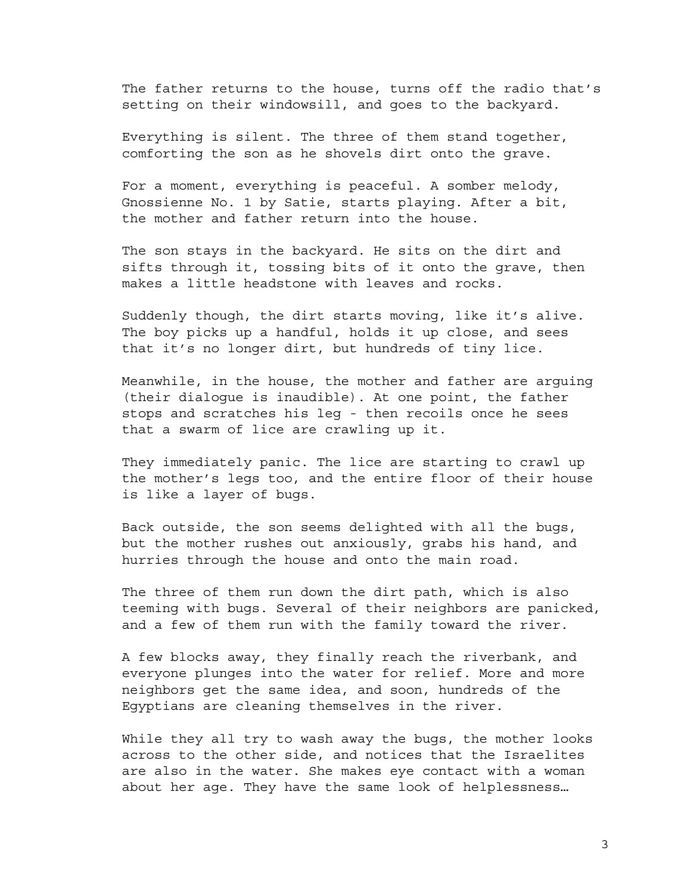The father returns to the house, turns off the radio that's setting on their windowsill, and goes to the backyard.

Everything is silent. The three of them stand together, comforting the son as he shovels dirt onto the grave.

For a moment, everything is peaceful. A somber melody, Gnossienne No. 1 by Satie, starts playing. After a bit, the mother and father return into the house.

The son stays in the backyard. He sits on the dirt and sifts through it, tossing bits of it onto the grave, then makes a little headstone with leaves and rocks.

Suddenly though, the dirt starts moving, like it's alive. The boy picks up a handful, holds it up close, and sees that it's no longer dirt, but hundreds of tiny lice.

Meanwhile, in the house, the mother and father are arguing (their dialogue is inaudible). At one point, the father stops and scratches his leg - then recoils once he sees that a swarm of lice are crawling up it.

They immediately panic. The lice are starting to crawl up the mother's legs too, and the entire floor of their house is like a layer of bugs.

Back outside, the son seems delighted with all the bugs, but the mother rushes out anxiously, grabs his hand, and hurries through the house and onto the main road.

The three of them run down the dirt path, which is also teeming with bugs. Several of their neighbors are panicked, and a few of them run with the family toward the river.

A few blocks away, they finally reach the riverbank, and everyone plunges into the water for relief. More and more neighbors get the same idea, and soon, hundreds of the Egyptians are cleaning themselves in the river.

While they all try to wash away the bugs, the mother looks across to the other side, and notices that the Israelites are also in the water. She makes eye contact with a woman about her age. They have the same look of helplessness…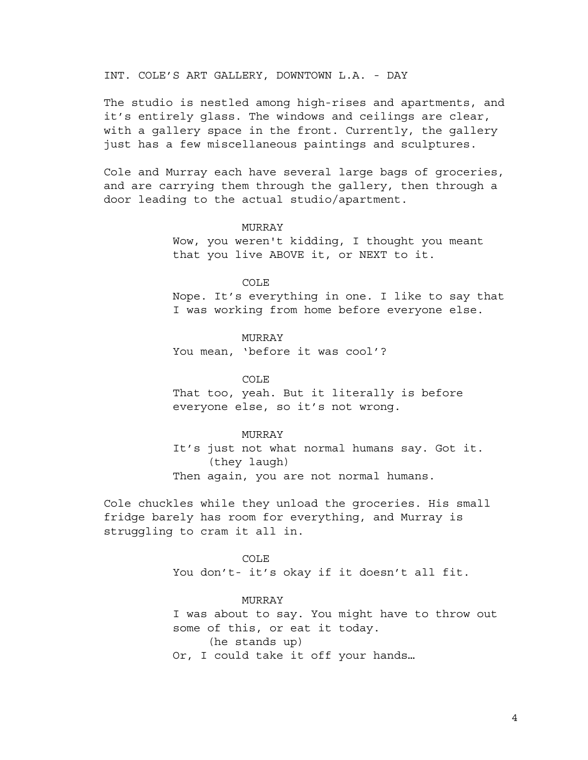INT. COLE’S ART GALLERY, DOWNTOWN L.A. - DAY

The studio is nestled among high-rises and apartments, and it’s entirely glass. The windows and ceilings are clear, with a gallery space in the front. Currently, the gallery just has a few miscellaneous paintings and sculptures.

Cole and Murray each have several large bags of groceries, and are carrying them through the gallery, then through a door leading to the actual studio/apartment.

MURRAY

Wow, you weren't kidding, I thought you meant that you live ABOVE it, or NEXT to it.

COLE

Nope. It’s everything in one. I like to say that I was working from home before everyone else.

MURRAY

You mean, ‘before it was cool’?

COLE

That too, yeah. But it literally is before everyone else, so it’s not wrong.

MURRAY

It’s just not what normal humans say. Got it.

(they laugh)

Then again, you are not normal humans.

Cole chuckles while they unload the groceries. His small fridge barely has room for everything, and Murray is struggling to cram it all in.

COLE

You don’t- it’s okay if it doesn’t all fit.

MURRAY

I was about to say. You might have to throw out some of this, or eat it today.

(he stands up)

Or, I could take it off your hands…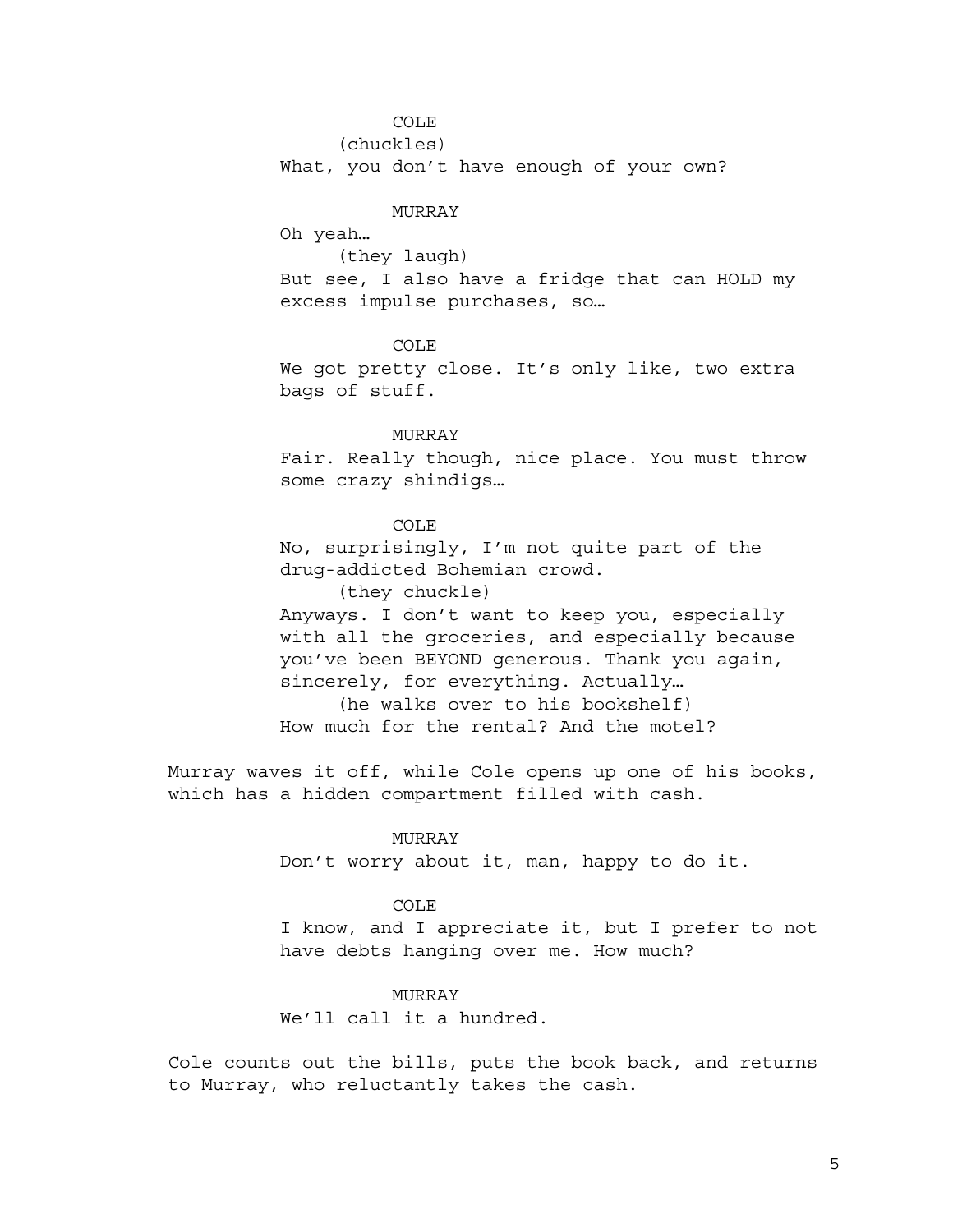COLE
(chuckles)
What, you don't have enough of your own?

MURRAY
Oh yeah…
(they laugh)
But see, I also have a fridge that can HOLD my excess impulse purchases, so…

COLE
We got pretty close. It's only like, two extra bags of stuff.

MURRAY
Fair. Really though, nice place. You must throw some crazy shindigs…

COLE
No, surprisingly, I'm not quite part of the drug-addicted Bohemian crowd.
(they chuckle)
Anyways. I don't want to keep you, especially with all the groceries, and especially because you've been BEYOND generous. Thank you again, sincerely, for everything. Actually…
(he walks over to his bookshelf)
How much for the rental? And the motel?

Murray waves it off, while Cole opens up one of his books, which has a hidden compartment filled with cash.

MURRAY
Don't worry about it, man, happy to do it.

COLE
I know, and I appreciate it, but I prefer to not have debts hanging over me. How much?

MURRAY
We'll call it a hundred.

Cole counts out the bills, puts the book back, and returns to Murray, who reluctantly takes the cash.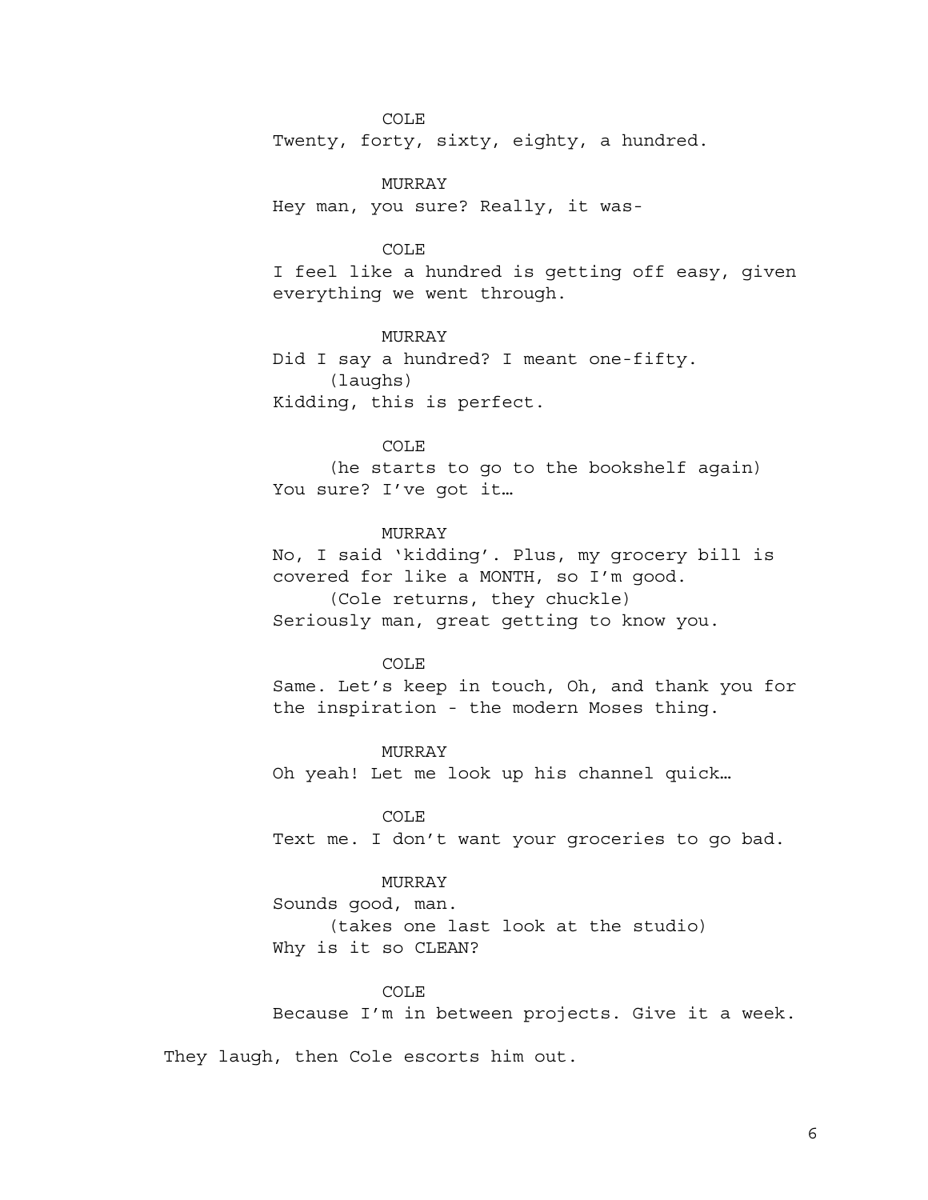COLE
Twenty, forty, sixty, eighty, a hundred.

MURRAY
Hey man, you sure? Really, it was-

COLE
I feel like a hundred is getting off easy, given everything we went through.

MURRAY
Did I say a hundred? I meant one-fifty.
(laughs)
Kidding, this is perfect.

COLE
(he starts to go to the bookshelf again)
You sure? I've got it…

MURRAY
No, I said 'kidding'. Plus, my grocery bill is covered for like a MONTH, so I'm good.
(Cole returns, they chuckle)
Seriously man, great getting to know you.

COLE
Same. Let's keep in touch, Oh, and thank you for the inspiration - the modern Moses thing.

MURRAY
Oh yeah! Let me look up his channel quick…

COLE
Text me. I don't want your groceries to go bad.

MURRAY
Sounds good, man.
(takes one last look at the studio)
Why is it so CLEAN?

COLE
Because I'm in between projects. Give it a week.

They laugh, then Cole escorts him out.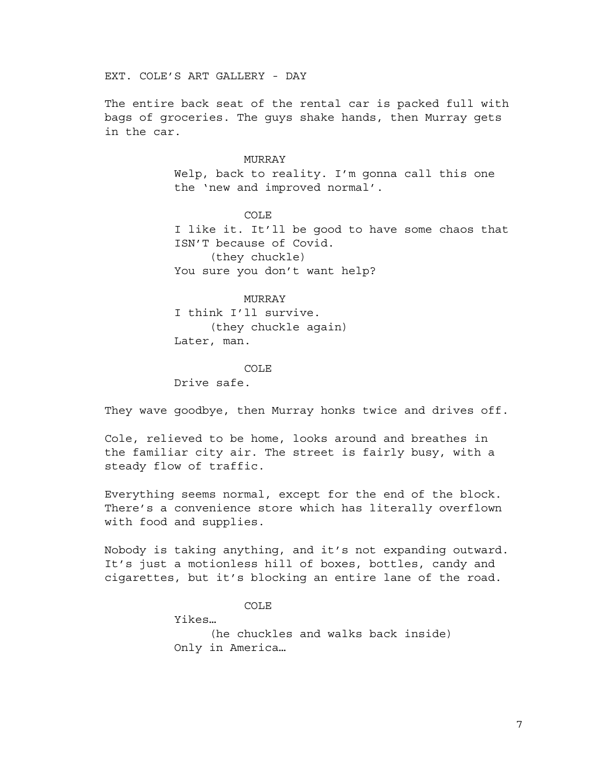EXT. COLE'S ART GALLERY - DAY

The entire back seat of the rental car is packed full with bags of groceries. The guys shake hands, then Murray gets in the car.

MURRAY

Welp, back to reality. I'm gonna call this one the 'new and improved normal'.

COLE

I like it. It'll be good to have some chaos that ISN'T because of Covid.

(they chuckle)

You sure you don't want help?

MURRAY

I think I'll survive.

(they chuckle again)

Later, man.

COLE

Drive safe.

They wave goodbye, then Murray honks twice and drives off.

Cole, relieved to be home, looks around and breathes in the familiar city air. The street is fairly busy, with a steady flow of traffic.

Everything seems normal, except for the end of the block. There's a convenience store which has literally overflown with food and supplies.

Nobody is taking anything, and it's not expanding outward. It's just a motionless hill of boxes, bottles, candy and cigarettes, but it's blocking an entire lane of the road.

COLE

Yikes…

(he chuckles and walks back inside)

Only in America…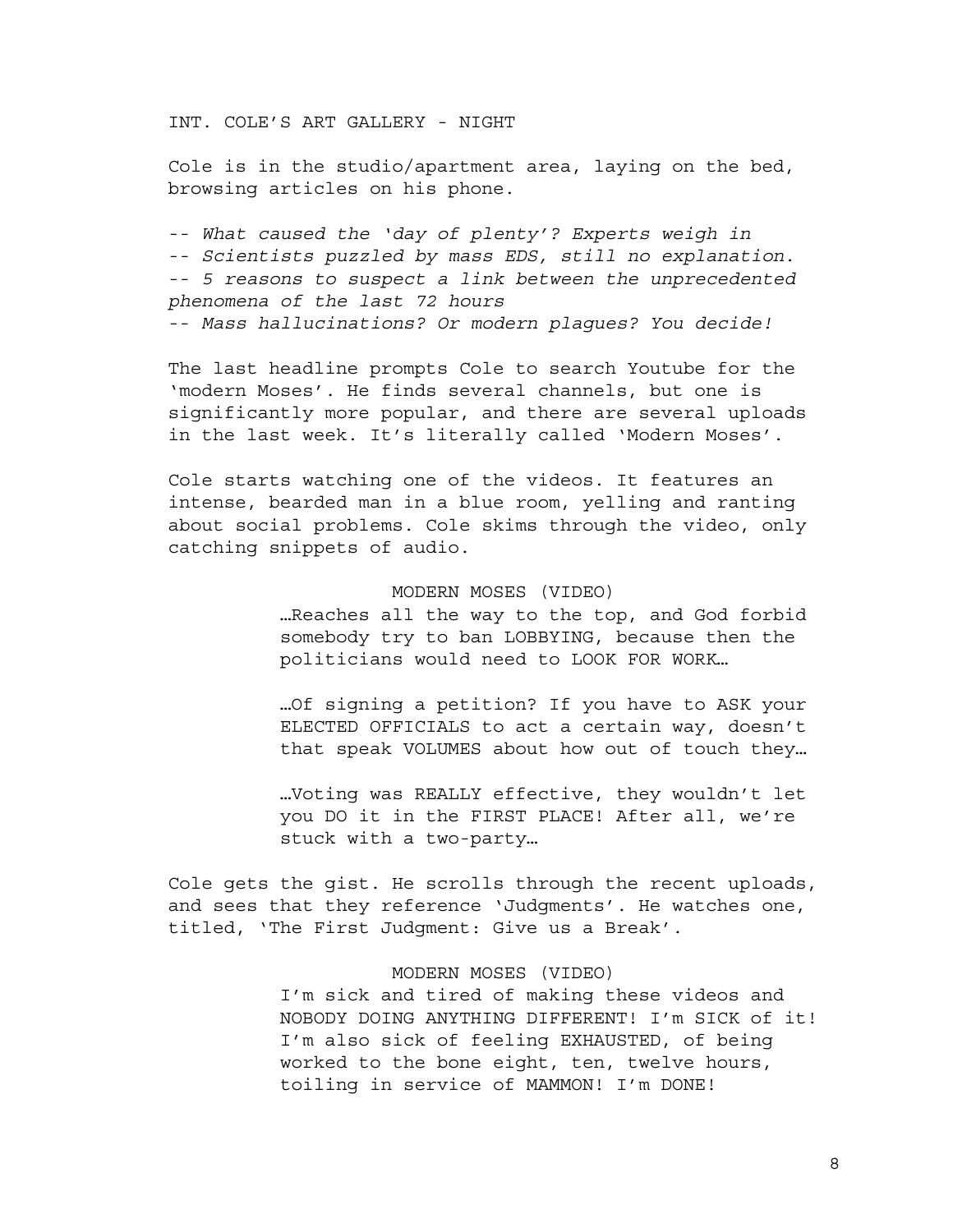INT. COLE'S ART GALLERY - NIGHT

Cole is in the studio/apartment area, laying on the bed, browsing articles on his phone.

-- *What caused the 'day of plenty'? Experts weigh in*
-- *Scientists puzzled by mass EDS, still no explanation.*
-- *5 reasons to suspect a link between the unprecedented phenomena of the last 72 hours*
-- *Mass hallucinations? Or modern plagues? You decide!*

The last headline prompts Cole to search Youtube for the 'modern Moses'. He finds several channels, but one is significantly more popular, and there are several uploads in the last week. It's literally called 'Modern Moses'.

Cole starts watching one of the videos. It features an intense, bearded man in a blue room, yelling and ranting about social problems. Cole skims through the video, only catching snippets of audio.

MODERN MOSES (VIDEO)

…Reaches all the way to the top, and God forbid somebody try to ban LOBBYING, because then the politicians would need to LOOK FOR WORK…

…Of signing a petition? If you have to ASK your ELECTED OFFICIALS to act a certain way, doesn't that speak VOLUMES about how out of touch they…

…Voting was REALLY effective, they wouldn't let you DO it in the FIRST PLACE! After all, we're stuck with a two-party…

Cole gets the gist. He scrolls through the recent uploads, and sees that they reference 'Judgments'. He watches one, titled, 'The First Judgment: Give us a Break'.

MODERN MOSES (VIDEO)

I'm sick and tired of making these videos and NOBODY DOING ANYTHING DIFFERENT! I'm SICK of it! I'm also sick of feeling EXHAUSTED, of being worked to the bone eight, ten, twelve hours, toiling in service of MAMMON! I'm DONE!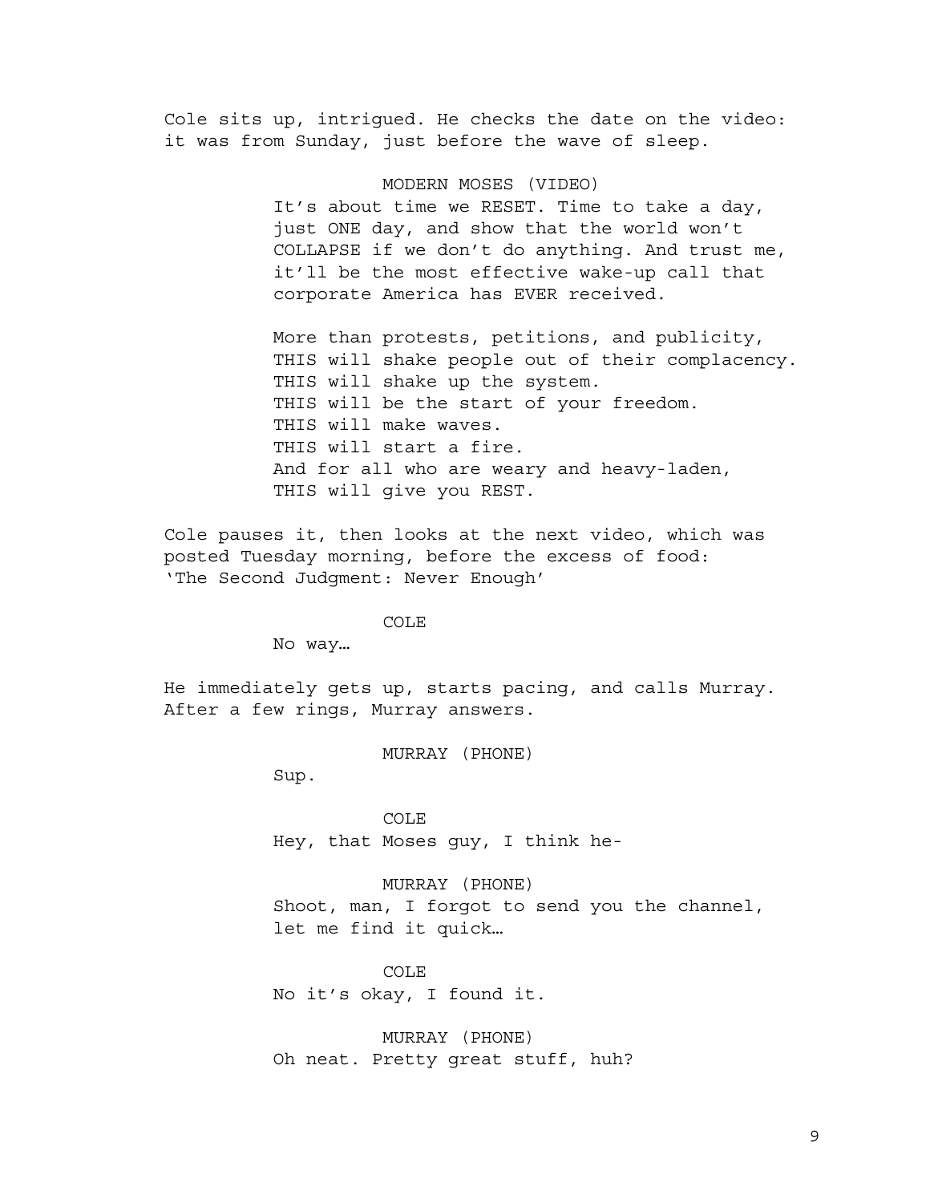Cole sits up, intrigued. He checks the date on the video: it was from Sunday, just before the wave of sleep.

MODERN MOSES (VIDEO)

It's about time we RESET. Time to take a day, just ONE day, and show that the world won't COLLAPSE if we don't do anything. And trust me, it'll be the most effective wake-up call that corporate America has EVER received.

More than protests, petitions, and publicity,
THIS will shake people out of their complacency.
THIS will shake up the system.
THIS will be the start of your freedom.
THIS will make waves.
THIS will start a fire.
And for all who are weary and heavy-laden,
THIS will give you REST.

Cole pauses it, then looks at the next video, which was posted Tuesday morning, before the excess of food: 'The Second Judgment: Never Enough'

COLE

No way…

He immediately gets up, starts pacing, and calls Murray. After a few rings, Murray answers.

MURRAY (PHONE)

Sup.

COLE

Hey, that Moses guy, I think he-

MURRAY (PHONE)

Shoot, man, I forgot to send you the channel, let me find it quick…

COLE

No it's okay, I found it.

MURRAY (PHONE)

Oh neat. Pretty great stuff, huh?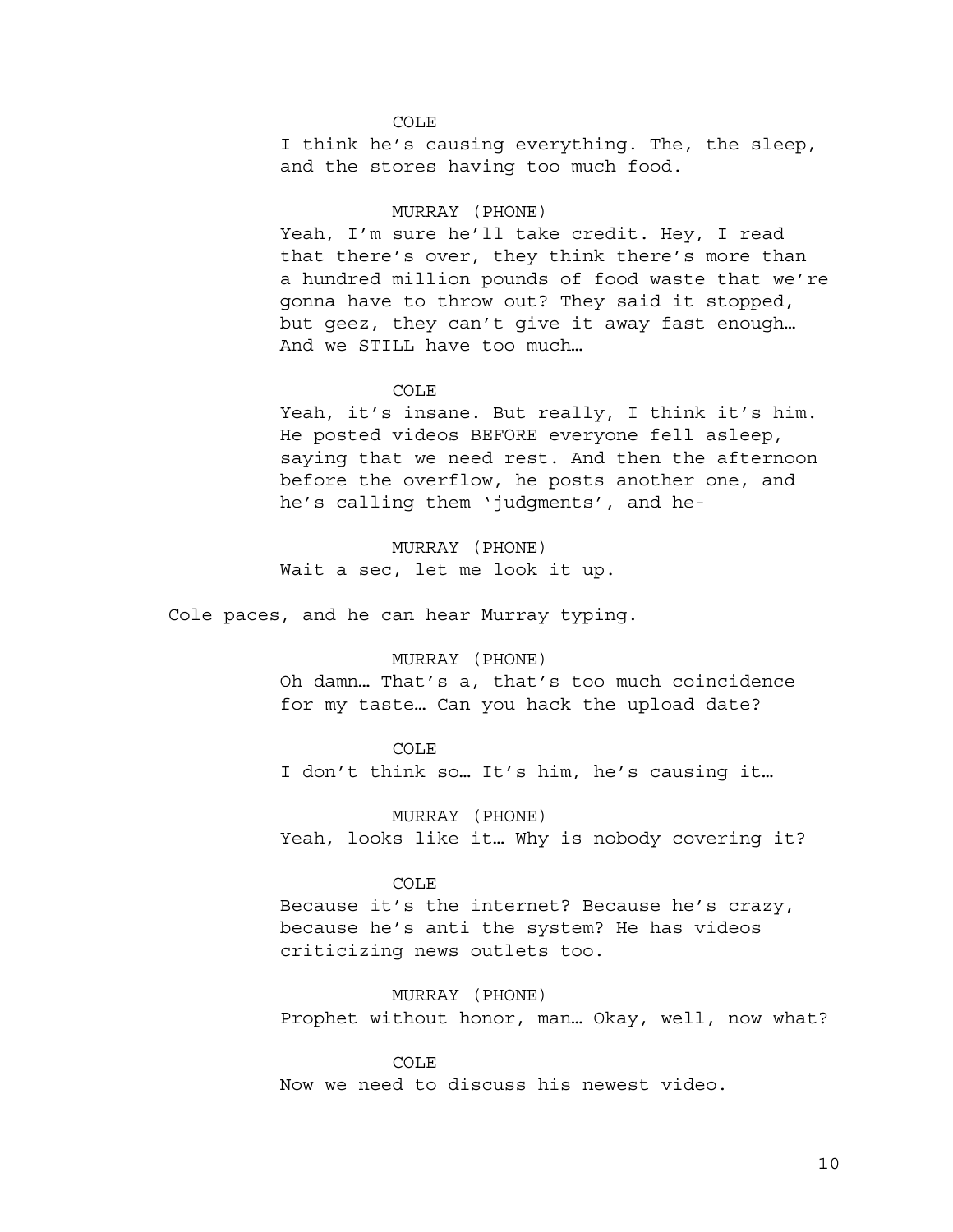COLE

I think he's causing everything. The, the sleep, and the stores having too much food.

MURRAY (PHONE)

Yeah, I'm sure he'll take credit. Hey, I read that there's over, they think there's more than a hundred million pounds of food waste that we're gonna have to throw out? They said it stopped, but geez, they can't give it away fast enough… And we STILL have too much…

COLE

Yeah, it's insane. But really, I think it's him. He posted videos BEFORE everyone fell asleep, saying that we need rest. And then the afternoon before the overflow, he posts another one, and he's calling them 'judgments', and he-

MURRAY (PHONE)

Wait a sec, let me look it up.

Cole paces, and he can hear Murray typing.

MURRAY (PHONE)

Oh damn… That's a, that's too much coincidence for my taste… Can you hack the upload date?

COLE

I don't think so… It's him, he's causing it…

MURRAY (PHONE)

Yeah, looks like it… Why is nobody covering it?

COLE

Because it's the internet? Because he's crazy, because he's anti the system? He has videos criticizing news outlets too.

MURRAY (PHONE)

Prophet without honor, man… Okay, well, now what?

COLE

Now we need to discuss his newest video.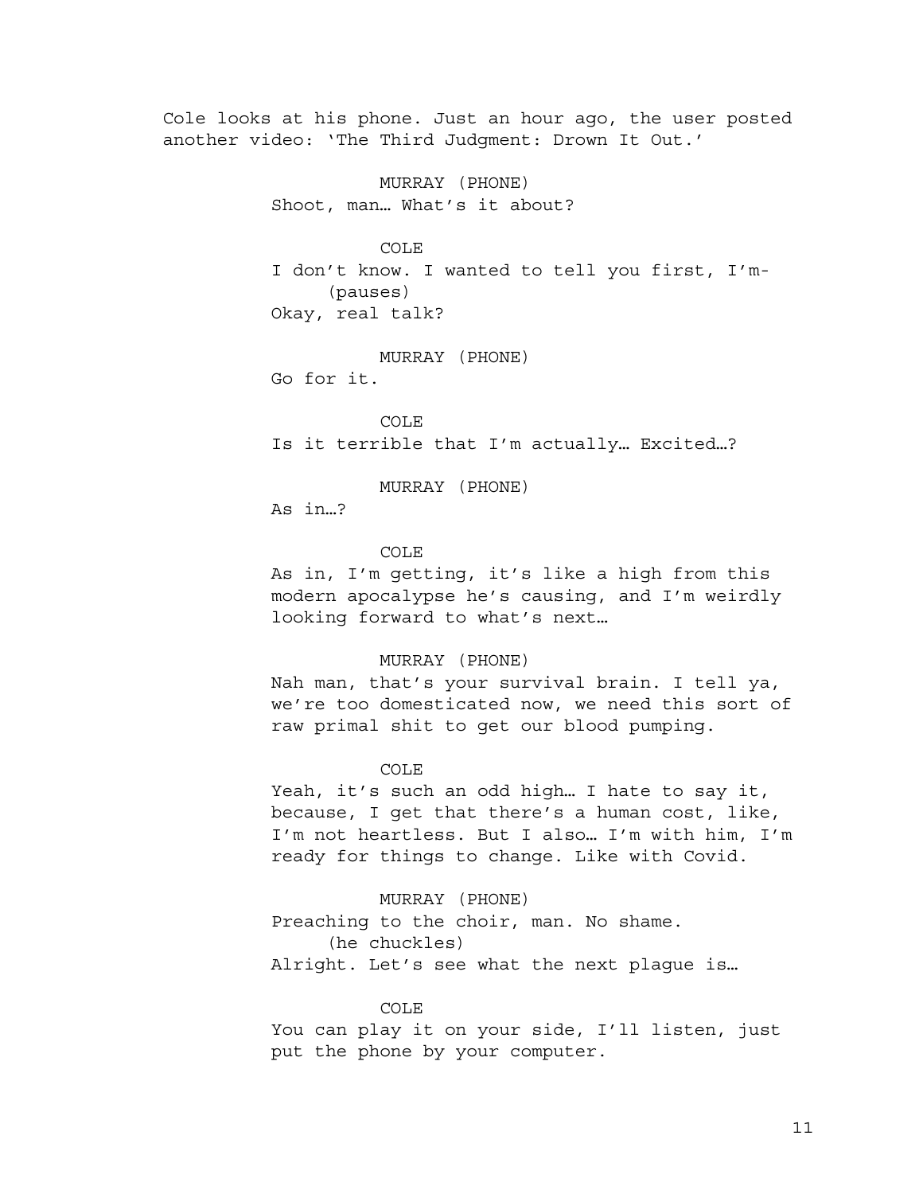Cole looks at his phone. Just an hour ago, the user posted another video: 'The Third Judgment: Drown It Out.'

MURRAY (PHONE)
Shoot, man… What's it about?

COLE
I don't know. I wanted to tell you first, I'm-
(pauses)
Okay, real talk?

MURRAY (PHONE)
Go for it.

COLE
Is it terrible that I'm actually… Excited…?

MURRAY (PHONE)
As in…?

COLE
As in, I'm getting, it's like a high from this modern apocalypse he's causing, and I'm weirdly looking forward to what's next…

MURRAY (PHONE)
Nah man, that's your survival brain. I tell ya, we're too domesticated now, we need this sort of raw primal shit to get our blood pumping.

COLE
Yeah, it's such an odd high… I hate to say it, because, I get that there's a human cost, like, I'm not heartless. But I also… I'm with him, I'm ready for things to change. Like with Covid.

MURRAY (PHONE)
Preaching to the choir, man. No shame.
(he chuckles)
Alright. Let's see what the next plague is…

COLE
You can play it on your side, I'll listen, just put the phone by your computer.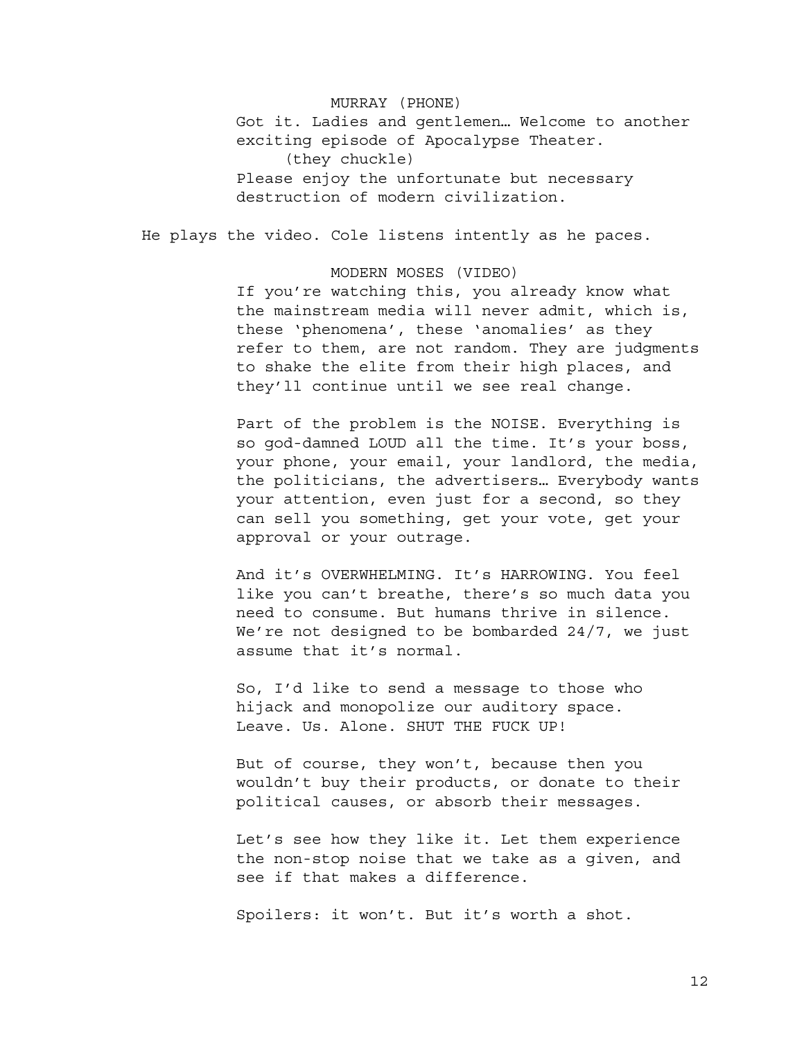MURRAY (PHONE)

Got it. Ladies and gentlemen… Welcome to another exciting episode of Apocalypse Theater.

(they chuckle)

Please enjoy the unfortunate but necessary destruction of modern civilization.

He plays the video. Cole listens intently as he paces.

MODERN MOSES (VIDEO)

If you're watching this, you already know what the mainstream media will never admit, which is, these 'phenomena', these 'anomalies' as they refer to them, are not random. They are judgments to shake the elite from their high places, and they'll continue until we see real change.

Part of the problem is the NOISE. Everything is so god-damned LOUD all the time. It's your boss, your phone, your email, your landlord, the media, the politicians, the advertisers… Everybody wants your attention, even just for a second, so they can sell you something, get your vote, get your approval or your outrage.

And it's OVERWHELMING. It's HARROWING. You feel like you can't breathe, there's so much data you need to consume. But humans thrive in silence. We're not designed to be bombarded 24/7, we just assume that it's normal.

So, I'd like to send a message to those who hijack and monopolize our auditory space. Leave. Us. Alone. SHUT THE FUCK UP!

But of course, they won't, because then you wouldn't buy their products, or donate to their political causes, or absorb their messages.

Let's see how they like it. Let them experience the non-stop noise that we take as a given, and see if that makes a difference.

Spoilers: it won't. But it's worth a shot.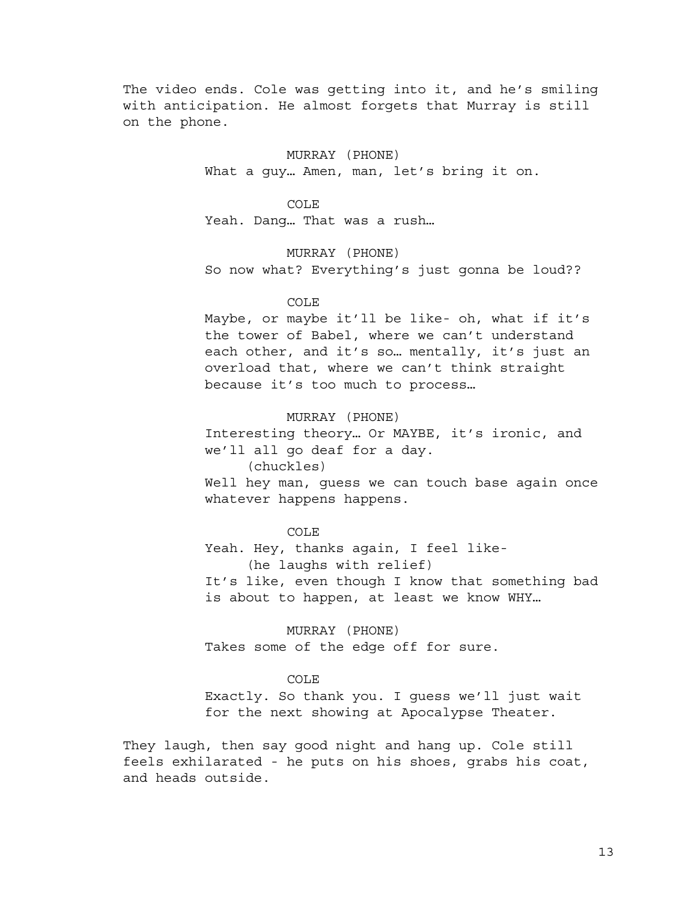The video ends. Cole was getting into it, and he's smiling with anticipation. He almost forgets that Murray is still on the phone.

MURRAY (PHONE)
What a guy… Amen, man, let's bring it on.

COLE
Yeah. Dang… That was a rush…

MURRAY (PHONE)
So now what? Everything's just gonna be loud??

COLE
Maybe, or maybe it'll be like- oh, what if it's the tower of Babel, where we can't understand each other, and it's so… mentally, it's just an overload that, where we can't think straight because it's too much to process…

MURRAY (PHONE)
Interesting theory… Or MAYBE, it's ironic, and we'll all go deaf for a day.
(chuckles)
Well hey man, guess we can touch base again once whatever happens happens.

COLE
Yeah. Hey, thanks again, I feel like-
(he laughs with relief)
It's like, even though I know that something bad is about to happen, at least we know WHY…

MURRAY (PHONE)
Takes some of the edge off for sure.

COLE
Exactly. So thank you. I guess we'll just wait for the next showing at Apocalypse Theater.

They laugh, then say good night and hang up. Cole still feels exhilarated - he puts on his shoes, grabs his coat, and heads outside.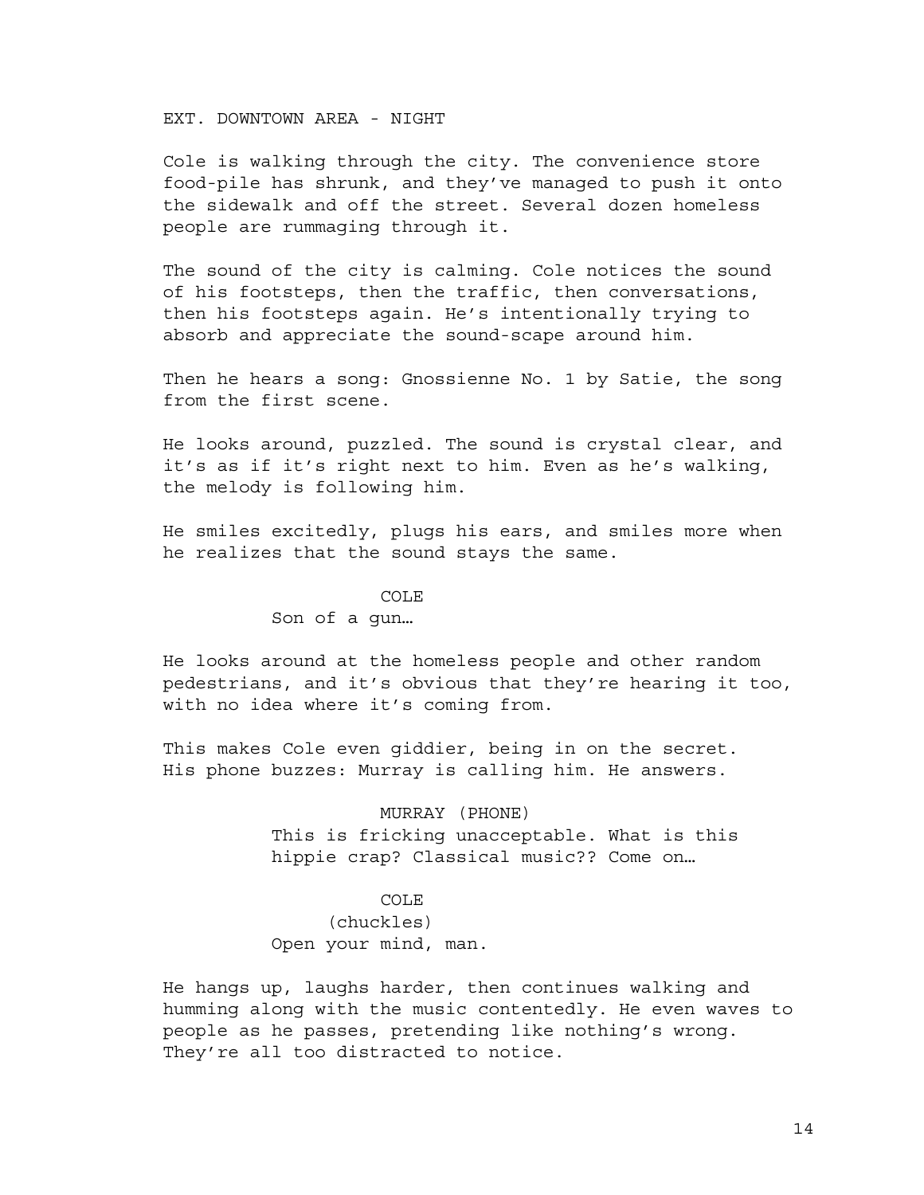EXT. DOWNTOWN AREA - NIGHT

Cole is walking through the city. The convenience store food-pile has shrunk, and they've managed to push it onto the sidewalk and off the street. Several dozen homeless people are rummaging through it.

The sound of the city is calming. Cole notices the sound of his footsteps, then the traffic, then conversations, then his footsteps again. He's intentionally trying to absorb and appreciate the sound-scape around him.

Then he hears a song: Gnossienne No. 1 by Satie, the song from the first scene.

He looks around, puzzled. The sound is crystal clear, and it's as if it's right next to him. Even as he's walking, the melody is following him.

He smiles excitedly, plugs his ears, and smiles more when he realizes that the sound stays the same.

COLE

Son of a gun…

He looks around at the homeless people and other random pedestrians, and it's obvious that they're hearing it too, with no idea where it's coming from.

This makes Cole even giddier, being in on the secret. His phone buzzes: Murray is calling him. He answers.

MURRAY (PHONE)

This is fricking unacceptable. What is this hippie crap? Classical music?? Come on…

COLE

(chuckles)

Open your mind, man.

He hangs up, laughs harder, then continues walking and humming along with the music contentedly. He even waves to people as he passes, pretending like nothing's wrong. They're all too distracted to notice.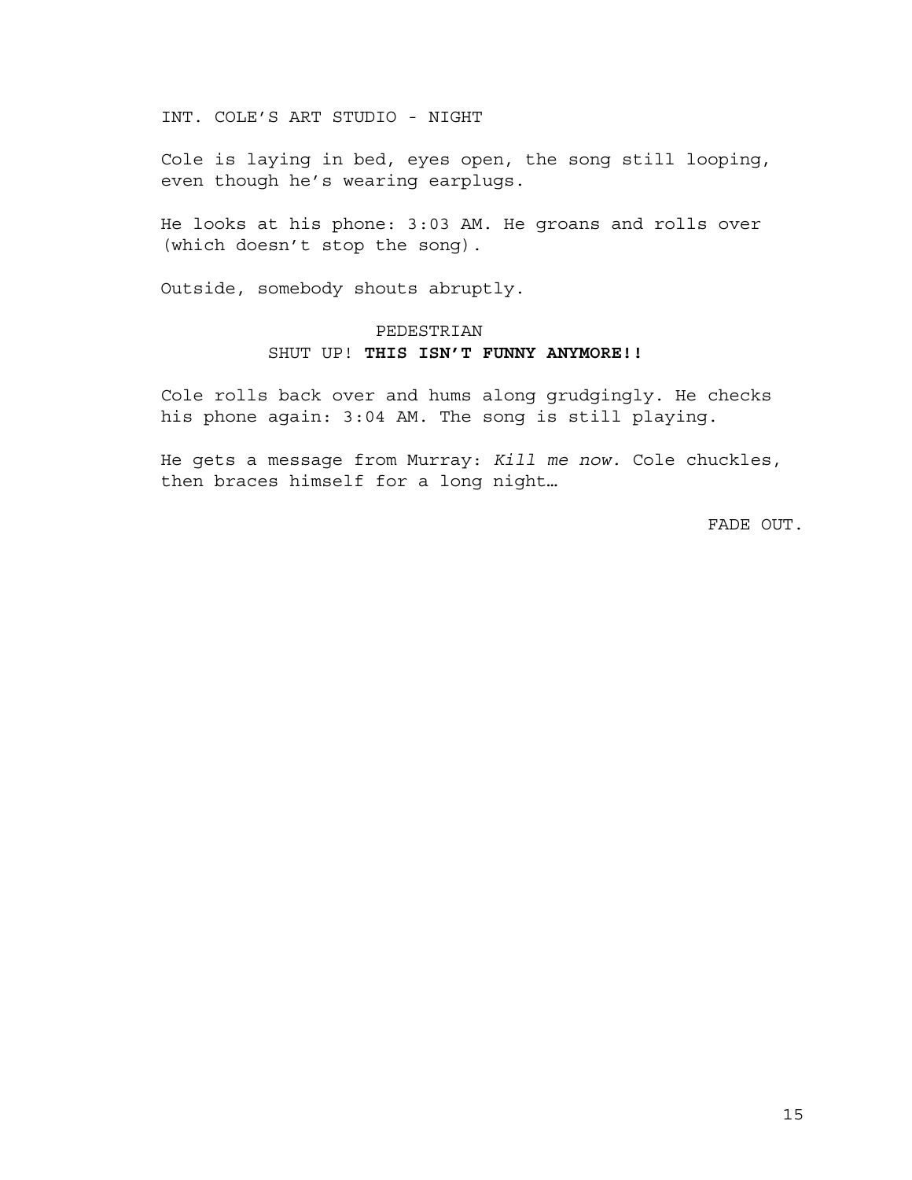INT. COLE'S ART STUDIO - NIGHT

Cole is laying in bed, eyes open, the song still looping, even though he's wearing earplugs.

He looks at his phone: 3:03 AM. He groans and rolls over (which doesn't stop the song).

Outside, somebody shouts abruptly.

PEDESTRIAN
SHUT UP! **THIS ISN'T FUNNY ANYMORE!!**

Cole rolls back over and hums along grudgingly. He checks his phone again: 3:04 AM. The song is still playing.

He gets a message from Murray: *Kill me now.* Cole chuckles, then braces himself for a long night…

FADE OUT.